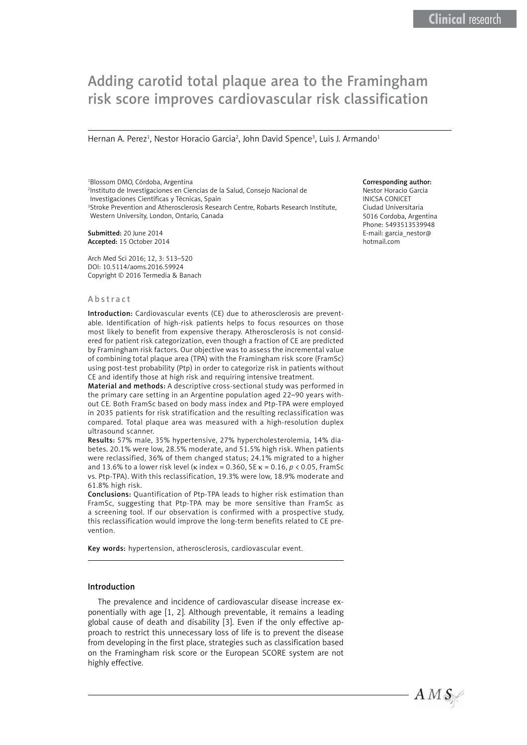# Adding carotid total plaque area to the Framingham risk score improves cardiovascular risk classification

Hernan A. Perez[1], Nestor Horacio Garcia[2], John David Spence[3], Luis J. Armando[1]

[1]Blossom DMO, Córdoba, Argentina
[2]Instituto de Investigaciones en Ciencias de la Salud, Consejo Nacional de Investigaciones Científicas y Técnicas, Spain
[3]Stroke Prevention and Atherosclerosis Research Centre, Robarts Research Institute, Western University, London, Ontario, Canada

**Submitted:** 20 June 2014
**Accepted:** 15 October 2014

Arch Med Sci 2016; 12, 3: 513–520
DOI: 10.5114/aoms.2016.59924
Copyright © 2016 Termedia & Banach

**Corresponding author:**
Nestor Horacio Garcia
INICSA CONICET
Ciudad Universitaria
5016 Cordoba, Argentina
Phone: 5493513539948
E-mail: garcia_nestor@hotmail.com

## Abstract

**Introduction:** Cardiovascular events (CE) due to atherosclerosis are preventable. Identification of high-risk patients helps to focus resources on those most likely to benefit from expensive therapy. Atherosclerosis is not considered for patient risk categorization, even though a fraction of CE are predicted by Framingham risk factors. Our objective was to assess the incremental value of combining total plaque area (TPA) with the Framingham risk score (FramSc) using post-test probability (Ptp) in order to categorize risk in patients without CE and identify those at high risk and requiring intensive treatment.

**Material and methods:** A descriptive cross-sectional study was performed in the primary care setting in an Argentine population aged 22–90 years without CE. Both FramSc based on body mass index and Ptp-TPA were employed in 2035 patients for risk stratification and the resulting reclassification was compared. Total plaque area was measured with a high-resolution duplex ultrasound scanner.

**Results:** 57% male, 35% hypertensive, 27% hypercholesterolemia, 14% diabetes. 20.1% were low, 28.5% moderate, and 51.5% high risk. When patients were reclassified, 36% of them changed status; 24.1% migrated to a higher and 13.6% to a lower risk level ($\kappa$ index = 0.360, SE $\kappa$ = 0.16, $p < 0.05$, FramSc vs. Ptp-TPA). With this reclassification, 19.3% were low, 18.9% moderate and 61.8% high risk.

**Conclusions:** Quantification of Ptp-TPA leads to higher risk estimation than FramSc, suggesting that Ptp-TPA may be more sensitive than FramSc as a screening tool. If our observation is confirmed with a prospective study, this reclassification would improve the long-term benefits related to CE prevention.

**Key words:** hypertension, atherosclerosis, cardiovascular event.

## Introduction

The prevalence and incidence of cardiovascular disease increase exponentially with age [1, 2]. Although preventable, it remains a leading global cause of death and disability [3]. Even if the only effective approach to restrict this unnecessary loss of life is to prevent the disease from developing in the first place, strategies such as classification based on the Framingham risk score or the European SCORE system are not highly effective.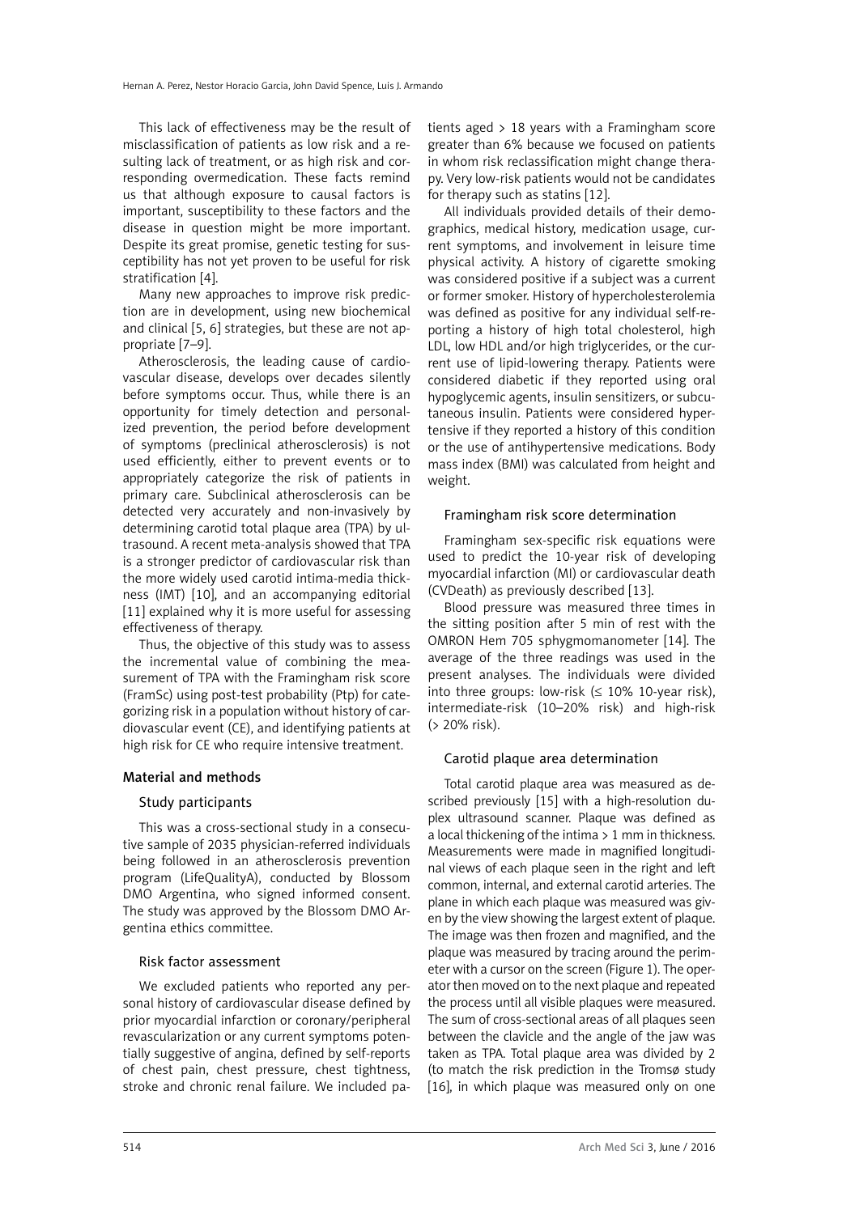This lack of effectiveness may be the result of misclassification of patients as low risk and a resulting lack of treatment, or as high risk and corresponding overmedication. These facts remind us that although exposure to causal factors is important, susceptibility to these factors and the disease in question might be more important. Despite its great promise, genetic testing for susceptibility has not yet proven to be useful for risk stratification [4].

Many new approaches to improve risk prediction are in development, using new biochemical and clinical [5, 6] strategies, but these are not appropriate [7–9].

Atherosclerosis, the leading cause of cardiovascular disease, develops over decades silently before symptoms occur. Thus, while there is an opportunity for timely detection and personalized prevention, the period before development of symptoms (preclinical atherosclerosis) is not used efficiently, either to prevent events or to appropriately categorize the risk of patients in primary care. Subclinical atherosclerosis can be detected very accurately and non-invasively by determining carotid total plaque area (TPA) by ultrasound. A recent meta-analysis showed that TPA is a stronger predictor of cardiovascular risk than the more widely used carotid intima-media thickness (IMT) [10], and an accompanying editorial [11] explained why it is more useful for assessing effectiveness of therapy.

Thus, the objective of this study was to assess the incremental value of combining the measurement of TPA with the Framingham risk score (FramSc) using post-test probability (Ptp) for categorizing risk in a population without history of cardiovascular event (CE), and identifying patients at high risk for CE who require intensive treatment.

## Material and methods

### Study participants

This was a cross-sectional study in a consecutive sample of 2035 physician-referred individuals being followed in an atherosclerosis prevention program (LifeQualityA), conducted by Blossom DMO Argentina, who signed informed consent. The study was approved by the Blossom DMO Argentina ethics committee.

### Risk factor assessment

We excluded patients who reported any personal history of cardiovascular disease defined by prior myocardial infarction or coronary/peripheral revascularization or any current symptoms potentially suggestive of angina, defined by self-reports of chest pain, chest pressure, chest tightness, stroke and chronic renal failure. We included patients aged > 18 years with a Framingham score greater than 6% because we focused on patients in whom risk reclassification might change therapy. Very low-risk patients would not be candidates for therapy such as statins [12].

All individuals provided details of their demographics, medical history, medication usage, current symptoms, and involvement in leisure time physical activity. A history of cigarette smoking was considered positive if a subject was a current or former smoker. History of hypercholesterolemia was defined as positive for any individual self-reporting a history of high total cholesterol, high LDL, low HDL and/or high triglycerides, or the current use of lipid-lowering therapy. Patients were considered diabetic if they reported using oral hypoglycemic agents, insulin sensitizers, or subcutaneous insulin. Patients were considered hypertensive if they reported a history of this condition or the use of antihypertensive medications. Body mass index (BMI) was calculated from height and weight.

### Framingham risk score determination

Framingham sex-specific risk equations were used to predict the 10-year risk of developing myocardial infarction (MI) or cardiovascular death (CVDeath) as previously described [13].

Blood pressure was measured three times in the sitting position after 5 min of rest with the OMRON Hem 705 sphygmomanometer [14]. The average of the three readings was used in the present analyses. The individuals were divided into three groups: low-risk (≤ 10% 10-year risk), intermediate-risk (10–20% risk) and high-risk (> 20% risk).

### Carotid plaque area determination

Total carotid plaque area was measured as described previously [15] with a high-resolution duplex ultrasound scanner. Plaque was defined as a local thickening of the intima > 1 mm in thickness. Measurements were made in magnified longitudinal views of each plaque seen in the right and left common, internal, and external carotid arteries. The plane in which each plaque was measured was given by the view showing the largest extent of plaque. The image was then frozen and magnified, and the plaque was measured by tracing around the perimeter with a cursor on the screen (Figure 1). The operator then moved on to the next plaque and repeated the process until all visible plaques were measured. The sum of cross-sectional areas of all plaques seen between the clavicle and the angle of the jaw was taken as TPA. Total plaque area was divided by 2 (to match the risk prediction in the Tromsø study [16], in which plaque was measured only on one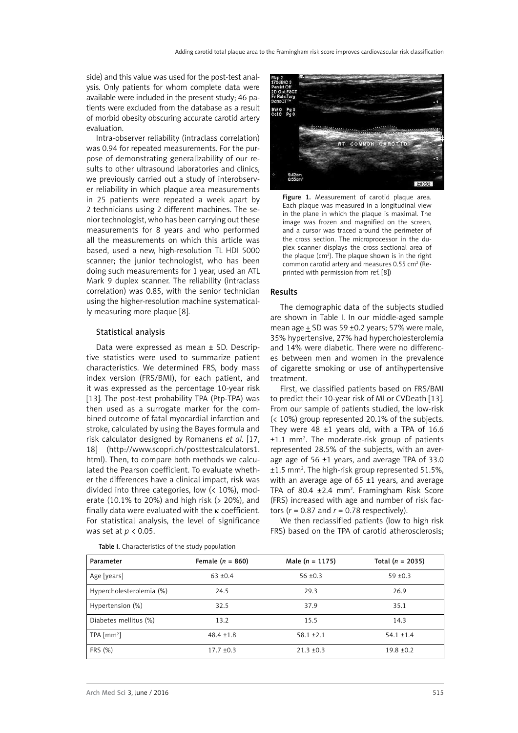side) and this value was used for the post-test analysis. Only patients for whom complete data were available were included in the present study; 46 patients were excluded from the database as a result of morbid obesity obscuring accurate carotid artery evaluation.

Intra-observer reliability (intraclass correlation) was 0.94 for repeated measurements. For the purpose of demonstrating generalizability of our results to other ultrasound laboratories and clinics, we previously carried out a study of interobserver reliability in which plaque area measurements in 25 patients were repeated a week apart by 2 technicians using 2 different machines. The senior technologist, who has been carrying out these measurements for 8 years and who performed all the measurements on which this article was based, used a new, high-resolution TL HDI 5000 scanner; the junior technologist, who has been doing such measurements for 1 year, used an ATL Mark 9 duplex scanner. The reliability (intraclass correlation) was 0.85, with the senior technician using the higher-resolution machine systematically measuring more plaque [8].

### Statistical analysis

Data were expressed as mean ± SD. Descriptive statistics were used to summarize patient characteristics. We determined FRS, body mass index version (FRS/BMI), for each patient, and it was expressed as the percentage 10-year risk [13]. The post-test probability TPA (Ptp-TPA) was then used as a surrogate marker for the combined outcome of fatal myocardial infarction and stroke, calculated by using the Bayes formula and risk calculator designed by Romanens *et al.* [17, 18] (http://www.scopri.ch/posttestcalculators1.html). Then, to compare both methods we calculated the Pearson coefficient. To evaluate whether the differences have a clinical impact, risk was divided into three categories, low (< 10%), moderate (10.1% to 20%) and high risk (> 20%), and finally data were evaluated with the $\kappa$ coefficient. For statistical analysis, the level of significance was set at $p < 0.05$.

**Figure 1.** Measurement of carotid plaque area. Each plaque was measured in a longitudinal view in the plane in which the plaque is maximal. The image was frozen and magnified on the screen, and a cursor was traced around the perimeter of the cross section. The microprocessor in the duplex scanner displays the cross-sectional area of the plaque (cm$^2$). The plaque shown is in the right common carotid artery and measures 0.55 cm$^2$ (Reprinted with permission from ref. [8])

## Results

The demographic data of the subjects studied are shown in Table I. In our middle-aged sample mean age ± SD was 59 ±0.2 years; 57% were male, 35% hypertensive, 27% had hypercholesterolemia and 14% were diabetic. There were no differences between men and women in the prevalence of cigarette smoking or use of antihypertensive treatment.

First, we classified patients based on FRS/BMI to predict their 10-year risk of MI or CVDeath [13]. From our sample of patients studied, the low-risk (< 10%) group represented 20.1% of the subjects. They were 48 ±1 years old, with a TPA of 16.6 ±1.1 mm$^2$. The moderate-risk group of patients represented 28.5% of the subjects, with an average age of 56 ±1 years, and average TPA of 33.0 ±1.5 mm$^2$. The high-risk group represented 51.5%, with an average age of 65 ±1 years, and average TPA of 80.4 ±2.4 mm$^2$. Framingham Risk Score (FRS) increased with age and number of risk factors ($r = 0.87$ and $r = 0.78$ respectively).

We then reclassified patients (low to high risk FRS) based on the TPA of carotid atherosclerosis;

**Table I.** Characteristics of the study population

| Parameter | Female ($n$ = 860) | Male ($n$ = 1175) | Total ($n$ = 2035) |
|---|---|---|---|
| Age [years] | 63 ±0.4 | 56 ±0.3 | 59 ±0.3 |
| Hypercholesterolemia (%) | 24.5 | 29.3 | 26.9 |
| Hypertension (%) | 32.5 | 37.9 | 35.1 |
| Diabetes mellitus (%) | 13.2 | 15.5 | 14.3 |
| TPA [mm$^2$] | 48.4 ±1.8 | 58.1 ±2.1 | 54.1 ±1.4 |
| FRS (%) | 17.7 ±0.3 | 21.3 ±0.3 | 19.8 ±0.2 |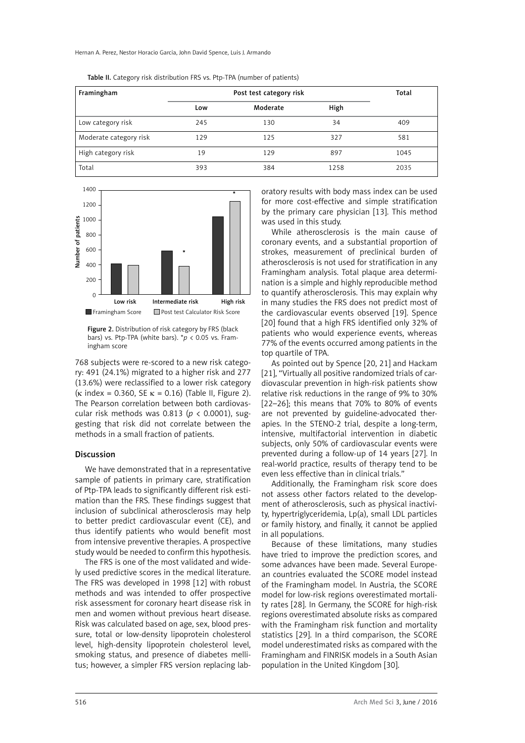Table II. Category risk distribution FRS vs. Ptp-TPA (number of patients)

| Framingham | Post test category risk | | | Total |
|---|---|---|---|---|
| | Low | Moderate | High | |
| Low category risk | 245 | 130 | 34 | 409 |
| Moderate category risk | 129 | 125 | 327 | 581 |
| High category risk | 19 | 129 | 897 | 1045 |
| Total | 393 | 384 | 1258 | 2035 |

Figure 2. Distribution of risk category by FRS (black bars) vs. Ptp-TPA (white bars). *$p$ < 0.05 vs. Framingham score

768 subjects were re-scored to a new risk category: 491 (24.1%) migrated to a higher risk and 277 (13.6%) were reclassified to a lower risk category ($\kappa$ index = 0.360, SE $\kappa$ = 0.16) (Table II, Figure 2). The Pearson correlation between both cardiovascular risk methods was 0.813 ($p$ < 0.0001), suggesting that risk did not correlate between the methods in a small fraction of patients.

## Discussion

We have demonstrated that in a representative sample of patients in primary care, stratification of Ptp-TPA leads to significantly different risk estimation than the FRS. These findings suggest that inclusion of subclinical atherosclerosis may help to better predict cardiovascular event (CE), and thus identify patients who would benefit most from intensive preventive therapies. A prospective study would be needed to confirm this hypothesis.

The FRS is one of the most validated and widely used predictive scores in the medical literature. The FRS was developed in 1998 [12] with robust methods and was intended to offer prospective risk assessment for coronary heart disease risk in men and women without previous heart disease. Risk was calculated based on age, sex, blood pressure, total or low-density lipoprotein cholesterol level, high-density lipoprotein cholesterol level, smoking status, and presence of diabetes mellitus; however, a simpler FRS version replacing laboratory results with body mass index can be used for more cost-effective and simple stratification by the primary care physician [13]. This method was used in this study.

While atherosclerosis is the main cause of coronary events, and a substantial proportion of strokes, measurement of preclinical burden of atherosclerosis is not used for stratification in any Framingham analysis. Total plaque area determination is a simple and highly reproducible method to quantify atherosclerosis. This may explain why in many studies the FRS does not predict most of the cardiovascular events observed [19]. Spence [20] found that a high FRS identified only 32% of patients who would experience events, whereas 77% of the events occurred among patients in the top quartile of TPA.

As pointed out by Spence [20, 21] and Hackam [21], "Virtually all positive randomized trials of cardiovascular prevention in high-risk patients show relative risk reductions in the range of 9% to 30% [22–26]; this means that 70% to 80% of events are not prevented by guideline-advocated therapies. In the STENO-2 trial, despite a long-term, intensive, multifactorial intervention in diabetic subjects, only 50% of cardiovascular events were prevented during a follow-up of 14 years [27]. In real-world practice, results of therapy tend to be even less effective than in clinical trials."

Additionally, the Framingham risk score does not assess other factors related to the development of atherosclerosis, such as physical inactivity, hypertriglyceridemia, Lp(a), small LDL particles or family history, and finally, it cannot be applied in all populations.

Because of these limitations, many studies have tried to improve the prediction scores, and some advances have been made. Several European countries evaluated the SCORE model instead of the Framingham model. In Austria, the SCORE model for low-risk regions overestimated mortality rates [28]. In Germany, the SCORE for high-risk regions overestimated absolute risks as compared with the Framingham risk function and mortality statistics [29]. In a third comparison, the SCORE model underestimated risks as compared with the Framingham and FINRISK models in a South Asian population in the United Kingdom [30].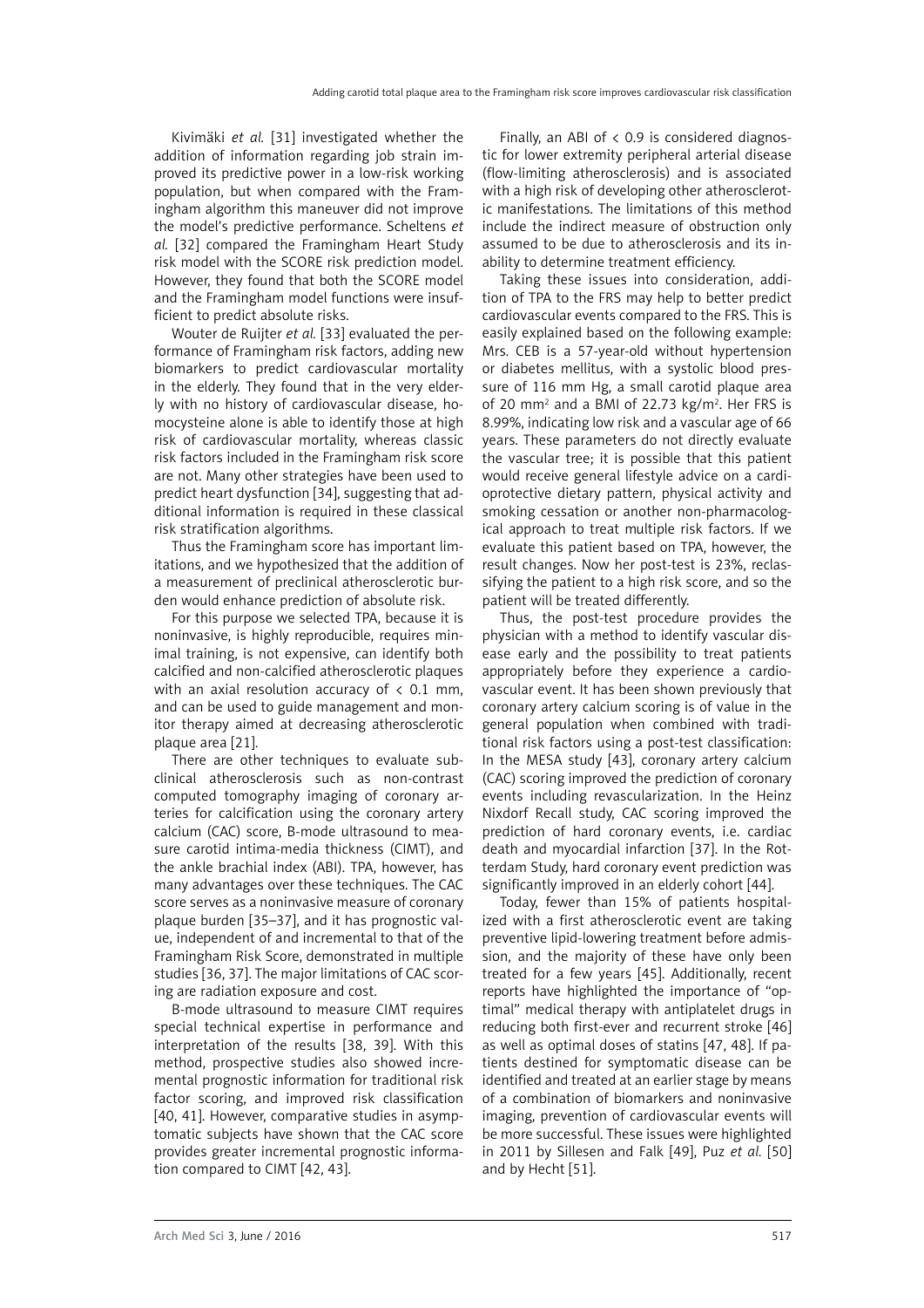Kivimäki *et al.* [31] investigated whether the addition of information regarding job strain improved its predictive power in a low-risk working population, but when compared with the Framingham algorithm this maneuver did not improve the model's predictive performance. Scheltens *et al.* [32] compared the Framingham Heart Study risk model with the SCORE risk prediction model. However, they found that both the SCORE model and the Framingham model functions were insufficient to predict absolute risks.

Wouter de Ruijter *et al.* [33] evaluated the performance of Framingham risk factors, adding new biomarkers to predict cardiovascular mortality in the elderly. They found that in the very elderly with no history of cardiovascular disease, homocysteine alone is able to identify those at high risk of cardiovascular mortality, whereas classic risk factors included in the Framingham risk score are not. Many other strategies have been used to predict heart dysfunction [34], suggesting that additional information is required in these classical risk stratification algorithms.

Thus the Framingham score has important limitations, and we hypothesized that the addition of a measurement of preclinical atherosclerotic burden would enhance prediction of absolute risk.

For this purpose we selected TPA, because it is noninvasive, is highly reproducible, requires minimal training, is not expensive, can identify both calcified and non-calcified atherosclerotic plaques with an axial resolution accuracy of < 0.1 mm, and can be used to guide management and monitor therapy aimed at decreasing atherosclerotic plaque area [21].

There are other techniques to evaluate subclinical atherosclerosis such as non-contrast computed tomography imaging of coronary arteries for calcification using the coronary artery calcium (CAC) score, B-mode ultrasound to measure carotid intima-media thickness (CIMT), and the ankle brachial index (ABI). TPA, however, has many advantages over these techniques. The CAC score serves as a noninvasive measure of coronary plaque burden [35–37], and it has prognostic value, independent of and incremental to that of the Framingham Risk Score, demonstrated in multiple studies [36, 37]. The major limitations of CAC scoring are radiation exposure and cost.

B-mode ultrasound to measure CIMT requires special technical expertise in performance and interpretation of the results [38, 39]. With this method, prospective studies also showed incremental prognostic information for traditional risk factor scoring, and improved risk classification [40, 41]. However, comparative studies in asymptomatic subjects have shown that the CAC score provides greater incremental prognostic information compared to CIMT [42, 43].

Finally, an ABI of < 0.9 is considered diagnostic for lower extremity peripheral arterial disease (flow-limiting atherosclerosis) and is associated with a high risk of developing other atherosclerotic manifestations. The limitations of this method include the indirect measure of obstruction only assumed to be due to atherosclerosis and its inability to determine treatment efficiency.

Taking these issues into consideration, addition of TPA to the FRS may help to better predict cardiovascular events compared to the FRS. This is easily explained based on the following example: Mrs. CEB is a 57-year-old without hypertension or diabetes mellitus, with a systolic blood pressure of 116 mm Hg, a small carotid plaque area of 20 mm$^2$ and a BMI of 22.73 kg/m$^2$. Her FRS is 8.99%, indicating low risk and a vascular age of 66 years. These parameters do not directly evaluate the vascular tree; it is possible that this patient would receive general lifestyle advice on a cardioprotective dietary pattern, physical activity and smoking cessation or another non-pharmacological approach to treat multiple risk factors. If we evaluate this patient based on TPA, however, the result changes. Now her post-test is 23%, reclassifying the patient to a high risk score, and so the patient will be treated differently.

Thus, the post-test procedure provides the physician with a method to identify vascular disease early and the possibility to treat patients appropriately before they experience a cardiovascular event. It has been shown previously that coronary artery calcium scoring is of value in the general population when combined with traditional risk factors using a post-test classification: In the MESA study [43], coronary artery calcium (CAC) scoring improved the prediction of coronary events including revascularization. In the Heinz Nixdorf Recall study, CAC scoring improved the prediction of hard coronary events, i.e. cardiac death and myocardial infarction [37]. In the Rotterdam Study, hard coronary event prediction was significantly improved in an elderly cohort [44].

Today, fewer than 15% of patients hospitalized with a first atherosclerotic event are taking preventive lipid-lowering treatment before admission, and the majority of these have only been treated for a few years [45]. Additionally, recent reports have highlighted the importance of "optimal" medical therapy with antiplatelet drugs in reducing both first-ever and recurrent stroke [46] as well as optimal doses of statins [47, 48]. If patients destined for symptomatic disease can be identified and treated at an earlier stage by means of a combination of biomarkers and noninvasive imaging, prevention of cardiovascular events will be more successful. These issues were highlighted in 2011 by Sillesen and Falk [49], Puz *et al.* [50] and by Hecht [51].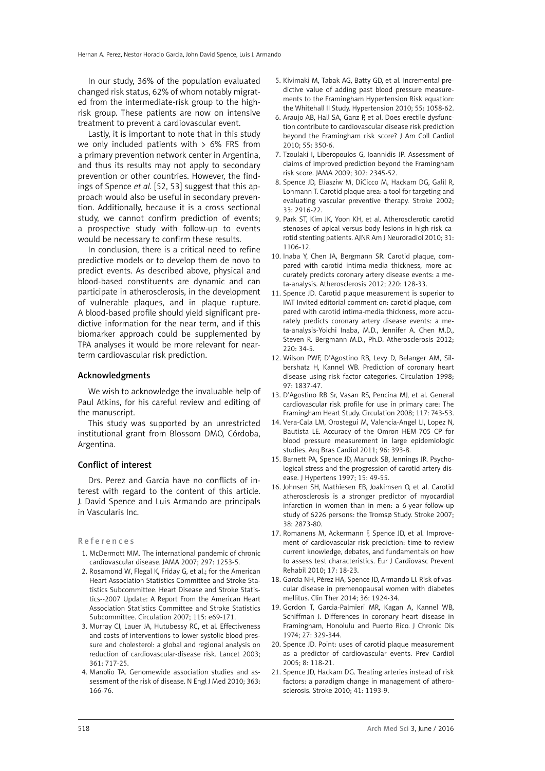In our study, 36% of the population evaluated changed risk status, 62% of whom notably migrated from the intermediate-risk group to the high-risk group. These patients are now on intensive treatment to prevent a cardiovascular event.

Lastly, it is important to note that in this study we only included patients with > 6% FRS from a primary prevention network center in Argentina, and thus its results may not apply to secondary prevention or other countries. However, the findings of Spence *et al.* [52, 53] suggest that this approach would also be useful in secondary prevention. Additionally, because it is a cross sectional study, we cannot confirm prediction of events; a prospective study with follow-up to events would be necessary to confirm these results.

In conclusion, there is a critical need to refine predictive models or to develop them de novo to predict events. As described above, physical and blood-based constituents are dynamic and can participate in atherosclerosis, in the development of vulnerable plaques, and in plaque rupture. A blood-based profile should yield significant predictive information for the near term, and if this biomarker approach could be supplemented by TPA analyses it would be more relevant for near-term cardiovascular risk prediction.

## Acknowledgments

We wish to acknowledge the invaluable help of Paul Atkins, for his careful review and editing of the manuscript.

This study was supported by an unrestricted institutional grant from Blossom DMO, Córdoba, Argentina.

## Conflict of interest

Drs. Perez and García have no conflicts of interest with regard to the content of this article. J. David Spence and Luis Armando are principals in Vascularis Inc.

## References

1. McDermott MM. The international pandemic of chronic cardiovascular disease. JAMA 2007; 297: 1253-5.
2. Rosamond W, Flegal K, Friday G, et al.; for the American Heart Association Statistics Committee and Stroke Statistics Subcommittee. Heart Disease and Stroke Statistics--2007 Update: A Report From the American Heart Association Statistics Committee and Stroke Statistics Subcommittee. Circulation 2007; 115: e69-171.
3. Murray CJ, Lauer JA, Hutubessy RC, et al. Effectiveness and costs of interventions to lower systolic blood pressure and cholesterol: a global and regional analysis on reduction of cardiovascular-disease risk. Lancet 2003; 361: 717-25.
4. Manolio TA. Genomewide association studies and assessment of the risk of disease. N Engl J Med 2010; 363: 166-76.
5. Kivimaki M, Tabak AG, Batty GD, et al. Incremental predictive value of adding past blood pressure measurements to the Framingham Hypertension Risk equation: the Whitehall II Study. Hypertension 2010; 55: 1058-62.
6. Araujo AB, Hall SA, Ganz P, et al. Does erectile dysfunction contribute to cardiovascular disease risk prediction beyond the Framingham risk score? J Am Coll Cardiol 2010; 55: 350-6.
7. Tzoulaki I, Liberopoulos G, Ioannidis JP. Assessment of claims of improved prediction beyond the Framingham risk score. JAMA 2009; 302: 2345-52.
8. Spence JD, Eliasziw M, DiCicco M, Hackam DG, Galil R, Lohmann T. Carotid plaque area: a tool for targeting and evaluating vascular preventive therapy. Stroke 2002; 33: 2916-22.
9. Park ST, Kim JK, Yoon KH, et al. Atherosclerotic carotid stenoses of apical versus body lesions in high-risk carotid stenting patients. AJNR Am J Neuroradiol 2010; 31: 1106-12.
10. Inaba Y, Chen JA, Bergmann SR. Carotid plaque, compared with carotid intima-media thickness, more accurately predicts coronary artery disease events: a meta-analysis. Atherosclerosis 2012; 220: 128-33.
11. Spence JD. Carotid plaque measurement is superior to IMT Invited editorial comment on: carotid plaque, compared with carotid intima-media thickness, more accurately predicts coronary artery disease events: a meta-analysis-Yoichi Inaba, M.D., Jennifer A. Chen M.D., Steven R. Bergmann M.D., Ph.D. Atherosclerosis 2012; 220: 34-5.
12. Wilson PWF, D'Agostino RB, Levy D, Belanger AM, Silbershatz H, Kannel WB. Prediction of coronary heart disease using risk factor categories. Circulation 1998; 97: 1837-47.
13. D'Agostino RB Sr, Vasan RS, Pencina MJ, et al. General cardiovascular risk profile for use in primary care: The Framingham Heart Study. Circulation 2008; 117: 743-53.
14. Vera-Cala LM, Orostegui M, Valencia-Angel LI, Lopez N, Bautista LE. Accuracy of the Omron HEM-705 CP for blood pressure measurement in large epidemiologic studies. Arq Bras Cardiol 2011; 96: 393-8.
15. Barnett PA, Spence JD, Manuck SB, Jennings JR. Psychological stress and the progression of carotid artery disease. J Hypertens 1997; 15: 49-55.
16. Johnsen SH, Mathiesen EB, Joakimsen O, et al. Carotid atherosclerosis is a stronger predictor of myocardial infarction in women than in men: a 6-year follow-up study of 6226 persons: the Tromsø Study. Stroke 2007; 38: 2873-80.
17. Romanens M, Ackermann F, Spence JD, et al. Improvement of cardiovascular risk prediction: time to review current knowledge, debates, and fundamentals on how to assess test characteristics. Eur J Cardiovasc Prevent Rehabil 2010; 17: 18-23.
18. García NH, Pérez HA, Spence JD, Armando LJ. Risk of vascular disease in premenopausal women with diabetes mellitus. Clin Ther 2014; 36: 1924-34.
19. Gordon T, Garcia-Palmieri MR, Kagan A, Kannel WB, Schiffman J. Differences in coronary heart disease in Framingham, Honolulu and Puerto Rico. J Chronic Dis 1974; 27: 329-344.
20. Spence JD. Point: uses of carotid plaque measurement as a predictor of cardiovascular events. Prev Cardiol 2005; 8: 118-21.
21. Spence JD, Hackam DG. Treating arteries instead of risk factors: a paradigm change in management of atherosclerosis. Stroke 2010; 41: 1193-9.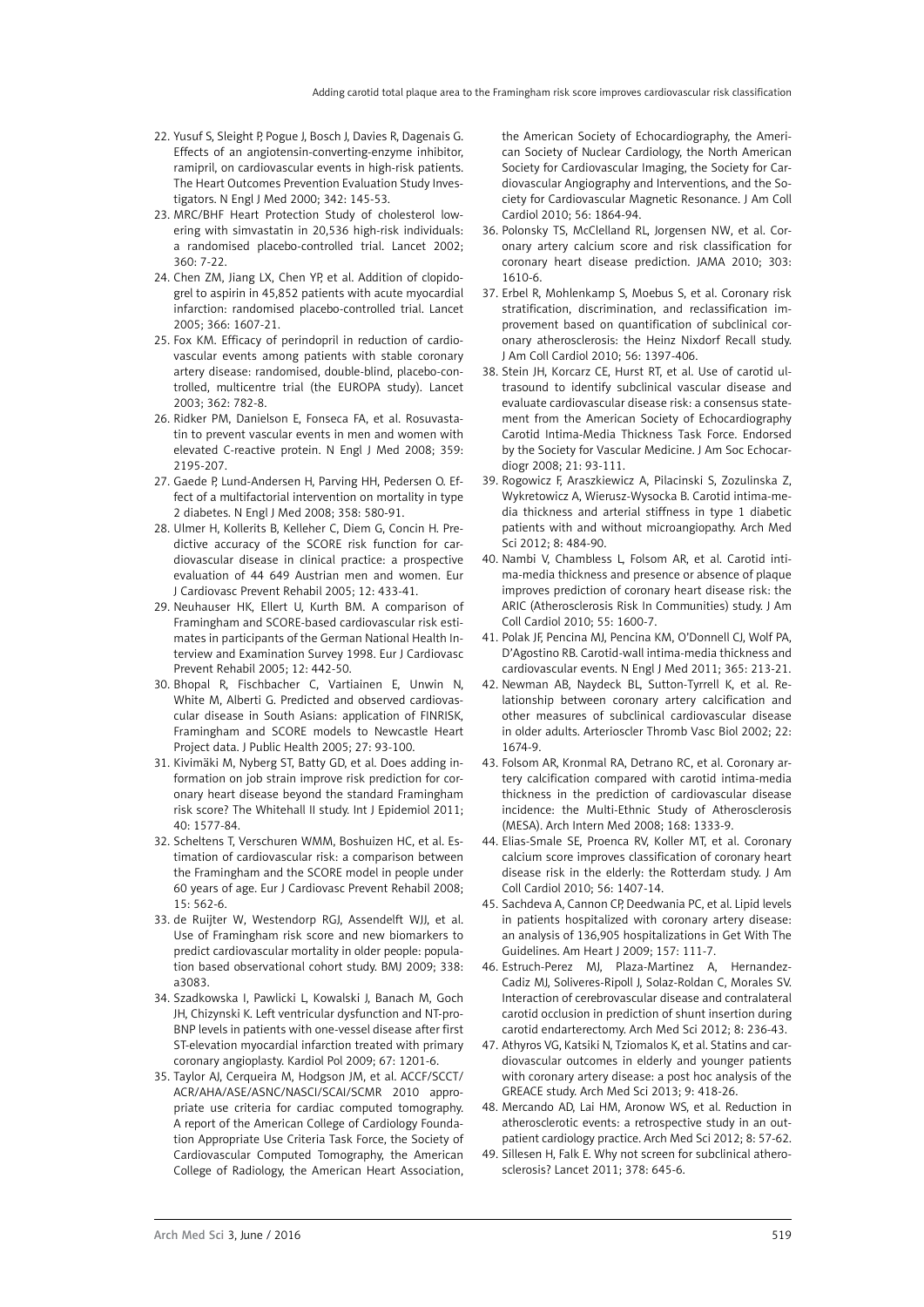22. Yusuf S, Sleight P, Pogue J, Bosch J, Davies R, Dagenais G. Effects of an angiotensin-converting-enzyme inhibitor, ramipril, on cardiovascular events in high-risk patients. The Heart Outcomes Prevention Evaluation Study Investigators. N Engl J Med 2000; 342: 145-53.
23. MRC/BHF Heart Protection Study of cholesterol lowering with simvastatin in 20,536 high-risk individuals: a randomised placebo-controlled trial. Lancet 2002; 360: 7-22.
24. Chen ZM, Jiang LX, Chen YP, et al. Addition of clopidogrel to aspirin in 45,852 patients with acute myocardial infarction: randomised placebo-controlled trial. Lancet 2005; 366: 1607-21.
25. Fox KM. Efficacy of perindopril in reduction of cardiovascular events among patients with stable coronary artery disease: randomised, double-blind, placebo-controlled, multicentre trial (the EUROPA study). Lancet 2003; 362: 782-8.
26. Ridker PM, Danielson E, Fonseca FA, et al. Rosuvastatin to prevent vascular events in men and women with elevated C-reactive protein. N Engl J Med 2008; 359: 2195-207.
27. Gaede P, Lund-Andersen H, Parving HH, Pedersen O. Effect of a multifactorial intervention on mortality in type 2 diabetes. N Engl J Med 2008; 358: 580-91.
28. Ulmer H, Kollerits B, Kelleher C, Diem G, Concin H. Predictive accuracy of the SCORE risk function for cardiovascular disease in clinical practice: a prospective evaluation of 44 649 Austrian men and women. Eur J Cardiovasc Prevent Rehabil 2005; 12: 433-41.
29. Neuhauser HK, Ellert U, Kurth BM. A comparison of Framingham and SCORE-based cardiovascular risk estimates in participants of the German National Health Interview and Examination Survey 1998. Eur J Cardiovasc Prevent Rehabil 2005; 12: 442-50.
30. Bhopal R, Fischbacher C, Vartiainen E, Unwin N, White M, Alberti G. Predicted and observed cardiovascular disease in South Asians: application of FINRISK, Framingham and SCORE models to Newcastle Heart Project data. J Public Health 2005; 27: 93-100.
31. Kivimäki M, Nyberg ST, Batty GD, et al. Does adding information on job strain improve risk prediction for coronary heart disease beyond the standard Framingham risk score? The Whitehall II study. Int J Epidemiol 2011; 40: 1577-84.
32. Scheltens T, Verschuren WMM, Boshuizen HC, et al. Estimation of cardiovascular risk: a comparison between the Framingham and the SCORE model in people under 60 years of age. Eur J Cardiovasc Prevent Rehabil 2008; 15: 562-6.
33. de Ruijter W, Westendorp RGJ, Assendelft WJJ, et al. Use of Framingham risk score and new biomarkers to predict cardiovascular mortality in older people: population based observational cohort study. BMJ 2009; 338: a3083.
34. Szadkowska I, Pawlicki L, Kowalski J, Banach M, Goch JH, Chizynski K. Left ventricular dysfunction and NT-pro-BNP levels in patients with one-vessel disease after first ST-elevation myocardial infarction treated with primary coronary angioplasty. Kardiol Pol 2009; 67: 1201-6.
35. Taylor AJ, Cerqueira M, Hodgson JM, et al. ACCF/SCCT/ACR/AHA/ASE/ASNC/NASCI/SCAI/SCMR 2010 appropriate use criteria for cardiac computed tomography. A report of the American College of Cardiology Foundation Appropriate Use Criteria Task Force, the Society of Cardiovascular Computed Tomography, the American College of Radiology, the American Heart Association, the American Society of Echocardiography, the American Society of Nuclear Cardiology, the North American Society for Cardiovascular Imaging, the Society for Cardiovascular Angiography and Interventions, and the Society for Cardiovascular Magnetic Resonance. J Am Coll Cardiol 2010; 56: 1864-94.
36. Polonsky TS, McClelland RL, Jorgensen NW, et al. Coronary artery calcium score and risk classification for coronary heart disease prediction. JAMA 2010; 303: 1610-6.
37. Erbel R, Mohlenkamp S, Moebus S, et al. Coronary risk stratification, discrimination, and reclassification improvement based on quantification of subclinical coronary atherosclerosis: the Heinz Nixdorf Recall study. J Am Coll Cardiol 2010; 56: 1397-406.
38. Stein JH, Korcarz CE, Hurst RT, et al. Use of carotid ultrasound to identify subclinical vascular disease and evaluate cardiovascular disease risk: a consensus statement from the American Society of Echocardiography Carotid Intima-Media Thickness Task Force. Endorsed by the Society for Vascular Medicine. J Am Soc Echocardiogr 2008; 21: 93-111.
39. Rogowicz F, Araszkiewicz A, Pilacinski S, Zozulinska Z, Wykretowicz A, Wierusz-Wysocka B. Carotid intima-media thickness and arterial stiffness in type 1 diabetic patients with and without microangiopathy. Arch Med Sci 2012; 8: 484-90.
40. Nambi V, Chambless L, Folsom AR, et al. Carotid intima-media thickness and presence or absence of plaque improves prediction of coronary heart disease risk: the ARIC (Atherosclerosis Risk In Communities) study. J Am Coll Cardiol 2010; 55: 1600-7.
41. Polak JF, Pencina MJ, Pencina KM, O'Donnell CJ, Wolf PA, D'Agostino RB. Carotid-wall intima-media thickness and cardiovascular events. N Engl J Med 2011; 365: 213-21.
42. Newman AB, Naydeck BL, Sutton-Tyrrell K, et al. Relationship between coronary artery calcification and other measures of subclinical cardiovascular disease in older adults. Arterioscler Thromb Vasc Biol 2002; 22: 1674-9.
43. Folsom AR, Kronmal RA, Detrano RC, et al. Coronary artery calcification compared with carotid intima-media thickness in the prediction of cardiovascular disease incidence: the Multi-Ethnic Study of Atherosclerosis (MESA). Arch Intern Med 2008; 168: 1333-9.
44. Elias-Smale SE, Proenca RV, Koller MT, et al. Coronary calcium score improves classification of coronary heart disease risk in the elderly: the Rotterdam study. J Am Coll Cardiol 2010; 56: 1407-14.
45. Sachdeva A, Cannon CP, Deedwania PC, et al. Lipid levels in patients hospitalized with coronary artery disease: an analysis of 136,905 hospitalizations in Get With The Guidelines. Am Heart J 2009; 157: 111-7.
46. Estruch-Perez MJ, Plaza-Martinez A, Hernandez-Cadiz MJ, Soliveres-Ripoll J, Solaz-Roldan C, Morales SV. Interaction of cerebrovascular disease and contralateral carotid occlusion in prediction of shunt insertion during carotid endarterectomy. Arch Med Sci 2012; 8: 236-43.
47. Athyros VG, Katsiki N, Tziomalos K, et al. Statins and cardiovascular outcomes in elderly and younger patients with coronary artery disease: a post hoc analysis of the GREACE study. Arch Med Sci 2013; 9: 418-26.
48. Mercando AD, Lai HM, Aronow WS, et al. Reduction in atherosclerotic events: a retrospective study in an outpatient cardiology practice. Arch Med Sci 2012; 8: 57-62.
49. Sillesen H, Falk E. Why not screen for subclinical atherosclerosis? Lancet 2011; 378: 645-6.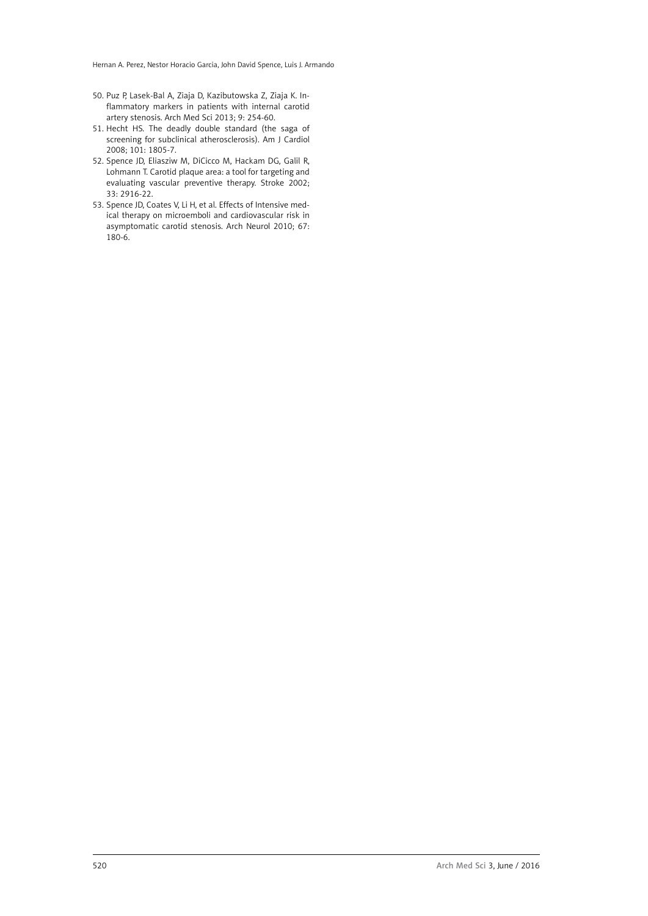50. Puz P, Lasek-Bal A, Ziaja D, Kazibutowska Z, Ziaja K. Inflammatory markers in patients with internal carotid artery stenosis. Arch Med Sci 2013; 9: 254-60.
51. Hecht HS. The deadly double standard (the saga of screening for subclinical atherosclerosis). Am J Cardiol 2008; 101: 1805-7.
52. Spence JD, Eliasziw M, DiCicco M, Hackam DG, Galil R, Lohmann T. Carotid plaque area: a tool for targeting and evaluating vascular preventive therapy. Stroke 2002; 33: 2916-22.
53. Spence JD, Coates V, Li H, et al. Effects of Intensive medical therapy on microemboli and cardiovascular risk in asymptomatic carotid stenosis. Arch Neurol 2010; 67: 180-6.